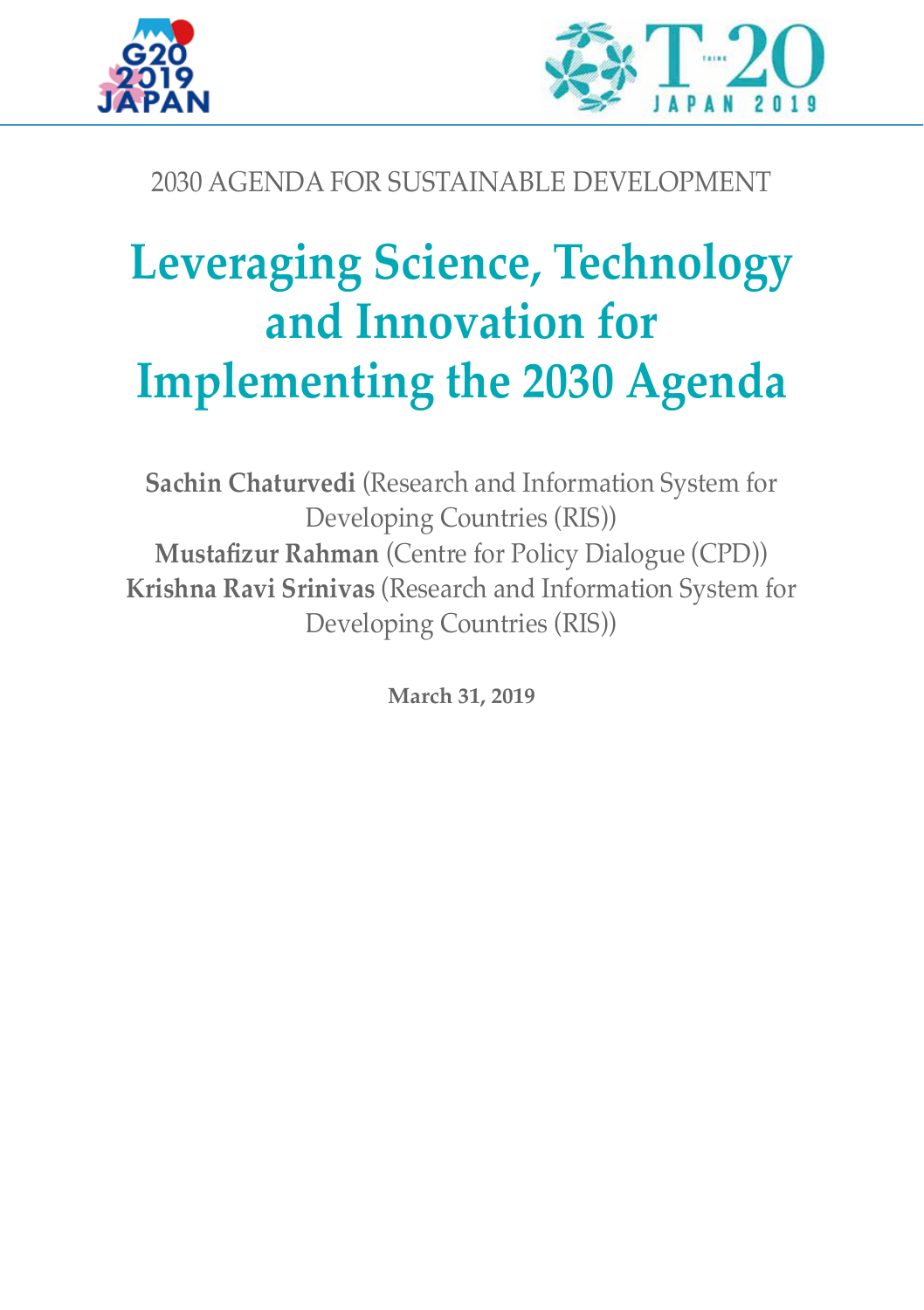2030 AGENDA FOR SUSTAINABLE DEVELOPMENT

# Leveraging Science, Technology and Innovation for Implementing the 2030 Agenda

**Sachin Chaturvedi** (Research and Information System for Developing Countries (RIS))
**Mustafizur Rahman** (Centre for Policy Dialogue (CPD))
**Krishna Ravi Srinivas** (Research and Information System for Developing Countries (RIS))

**March 31, 2019**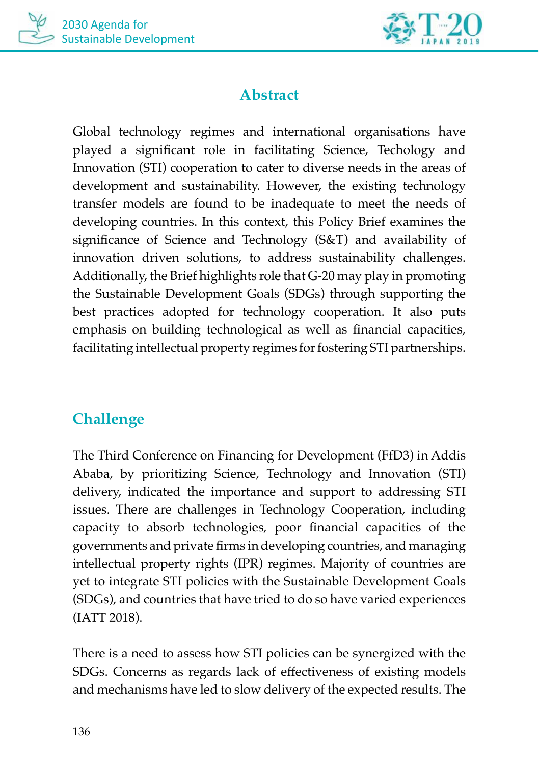## Abstract

Global technology regimes and international organisations have played a significant role in facilitating Science, Techology and Innovation (STI) cooperation to cater to diverse needs in the areas of development and sustainability. However, the existing technology transfer models are found to be inadequate to meet the needs of developing countries. In this context, this Policy Brief examines the significance of Science and Technology (S&T) and availability of innovation driven solutions, to address sustainability challenges. Additionally, the Brief highlights role that G-20 may play in promoting the Sustainable Development Goals (SDGs) through supporting the best practices adopted for technology cooperation. It also puts emphasis on building technological as well as financial capacities, facilitating intellectual property regimes for fostering STI partnerships.

## Challenge

The Third Conference on Financing for Development (FfD3) in Addis Ababa, by prioritizing Science, Technology and Innovation (STI) delivery, indicated the importance and support to addressing STI issues. There are challenges in Technology Cooperation, including capacity to absorb technologies, poor financial capacities of the governments and private firms in developing countries, and managing intellectual property rights (IPR) regimes. Majority of countries are yet to integrate STI policies with the Sustainable Development Goals (SDGs), and countries that have tried to do so have varied experiences (IATT 2018).

There is a need to assess how STI policies can be synergized with the SDGs. Concerns as regards lack of effectiveness of existing models and mechanisms have led to slow delivery of the expected results. The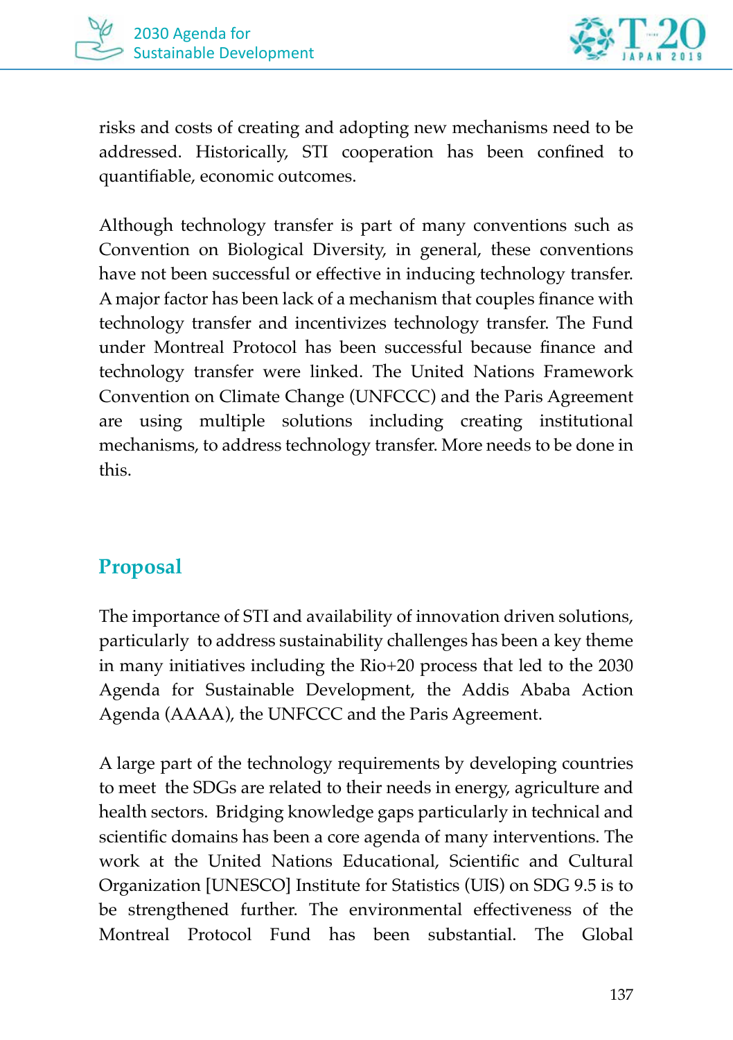risks and costs of creating and adopting new mechanisms need to be addressed. Historically, STI cooperation has been confined to quantifiable, economic outcomes.

Although technology transfer is part of many conventions such as Convention on Biological Diversity, in general, these conventions have not been successful or effective in inducing technology transfer. A major factor has been lack of a mechanism that couples finance with technology transfer and incentivizes technology transfer. The Fund under Montreal Protocol has been successful because finance and technology transfer were linked. The United Nations Framework Convention on Climate Change (UNFCCC) and the Paris Agreement are using multiple solutions including creating institutional mechanisms, to address technology transfer. More needs to be done in this.

## Proposal

The importance of STI and availability of innovation driven solutions, particularly to address sustainability challenges has been a key theme in many initiatives including the Rio+20 process that led to the 2030 Agenda for Sustainable Development, the Addis Ababa Action Agenda (AAAA), the UNFCCC and the Paris Agreement.

A large part of the technology requirements by developing countries to meet the SDGs are related to their needs in energy, agriculture and health sectors. Bridging knowledge gaps particularly in technical and scientific domains has been a core agenda of many interventions. The work at the United Nations Educational, Scientific and Cultural Organization [UNESCO] Institute for Statistics (UIS) on SDG 9.5 is to be strengthened further. The environmental effectiveness of the Montreal Protocol Fund has been substantial. The Global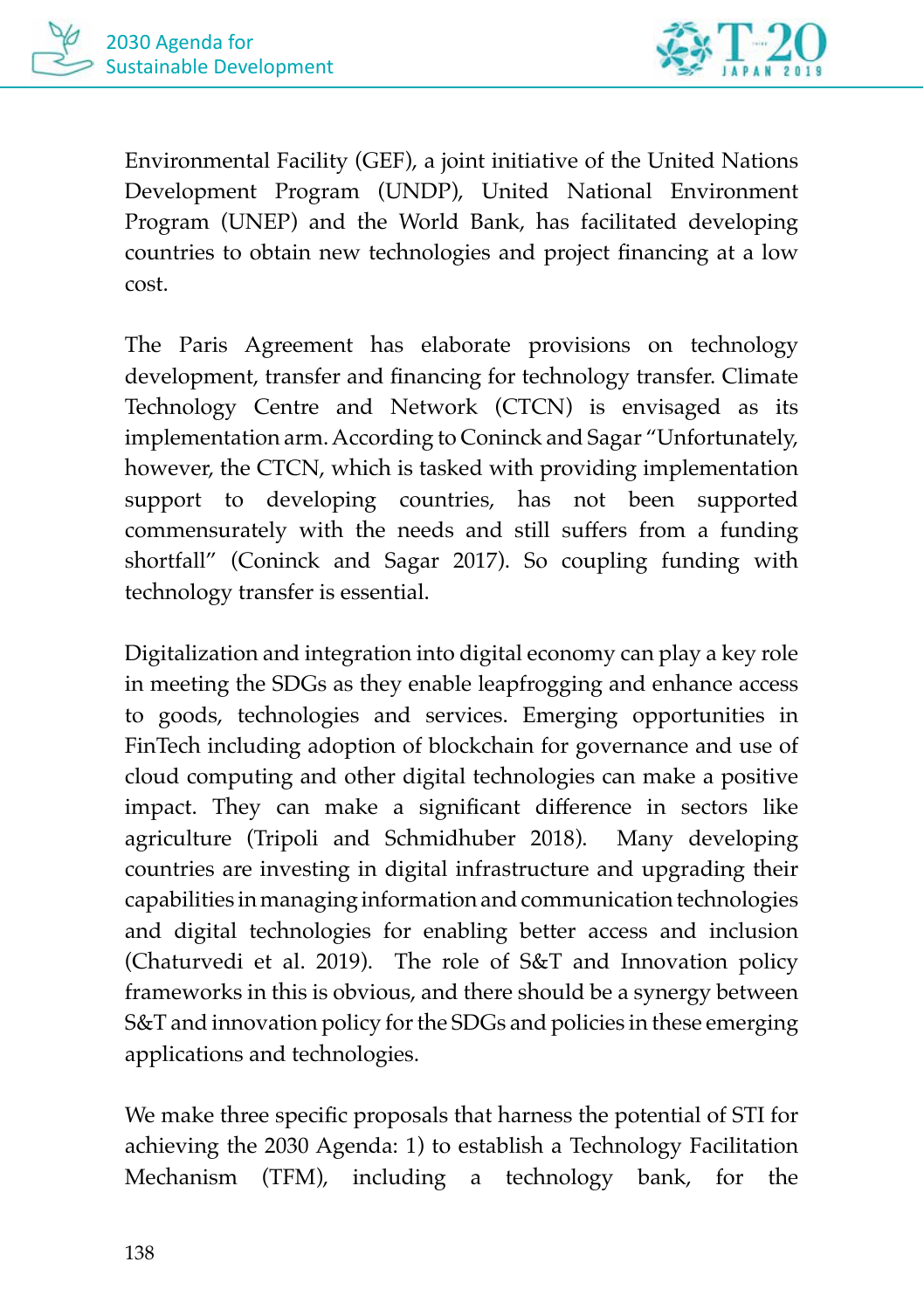Environmental Facility (GEF), a joint initiative of the United Nations Development Program (UNDP), United National Environment Program (UNEP) and the World Bank, has facilitated developing countries to obtain new technologies and project financing at a low cost.

The Paris Agreement has elaborate provisions on technology development, transfer and financing for technology transfer. Climate Technology Centre and Network (CTCN) is envisaged as its implementation arm. According to Coninck and Sagar "Unfortunately, however, the CTCN, which is tasked with providing implementation support to developing countries, has not been supported commensurately with the needs and still suffers from a funding shortfall" (Coninck and Sagar 2017). So coupling funding with technology transfer is essential.

Digitalization and integration into digital economy can play a key role in meeting the SDGs as they enable leapfrogging and enhance access to goods, technologies and services. Emerging opportunities in FinTech including adoption of blockchain for governance and use of cloud computing and other digital technologies can make a positive impact. They can make a significant difference in sectors like agriculture (Tripoli and Schmidhuber 2018). Many developing countries are investing in digital infrastructure and upgrading their capabilities in managing information and communication technologies and digital technologies for enabling better access and inclusion (Chaturvedi et al. 2019). The role of S&T and Innovation policy frameworks in this is obvious, and there should be a synergy between S&T and innovation policy for the SDGs and policies in these emerging applications and technologies.

We make three specific proposals that harness the potential of STI for achieving the 2030 Agenda: 1) to establish a Technology Facilitation Mechanism (TFM), including a technology bank, for the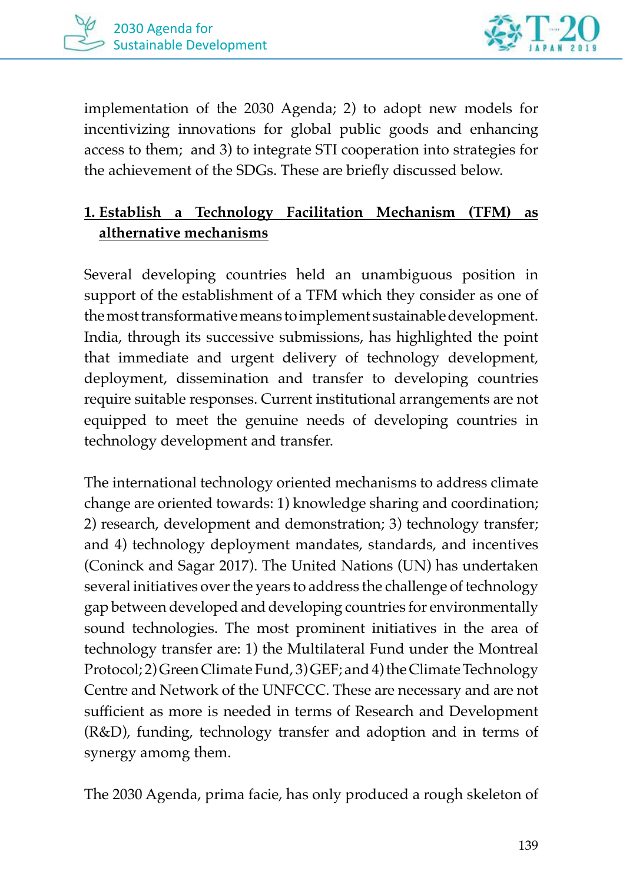implementation of the 2030 Agenda; 2) to adopt new models for incentivizing innovations for global public goods and enhancing access to them; and 3) to integrate STI cooperation into strategies for the achievement of the SDGs. These are briefly discussed below.

**1. Establish a Technology Facilitation Mechanism (TFM) as althernative mechanisms**

Several developing countries held an unambiguous position in support of the establishment of a TFM which they consider as one of the most transformative means to implement sustainable development. India, through its successive submissions, has highlighted the point that immediate and urgent delivery of technology development, deployment, dissemination and transfer to developing countries require suitable responses. Current institutional arrangements are not equipped to meet the genuine needs of developing countries in technology development and transfer.

The international technology oriented mechanisms to address climate change are oriented towards: 1) knowledge sharing and coordination; 2) research, development and demonstration; 3) technology transfer; and 4) technology deployment mandates, standards, and incentives (Coninck and Sagar 2017). The United Nations (UN) has undertaken several initiatives over the years to address the challenge of technology gap between developed and developing countries for environmentally sound technologies. The most prominent initiatives in the area of technology transfer are: 1) the Multilateral Fund under the Montreal Protocol; 2) Green Climate Fund, 3) GEF; and 4) the Climate Technology Centre and Network of the UNFCCC. These are necessary and are not sufficient as more is needed in terms of Research and Development (R&D), funding, technology transfer and adoption and in terms of synergy amomg them.

The 2030 Agenda, prima facie, has only produced a rough skeleton of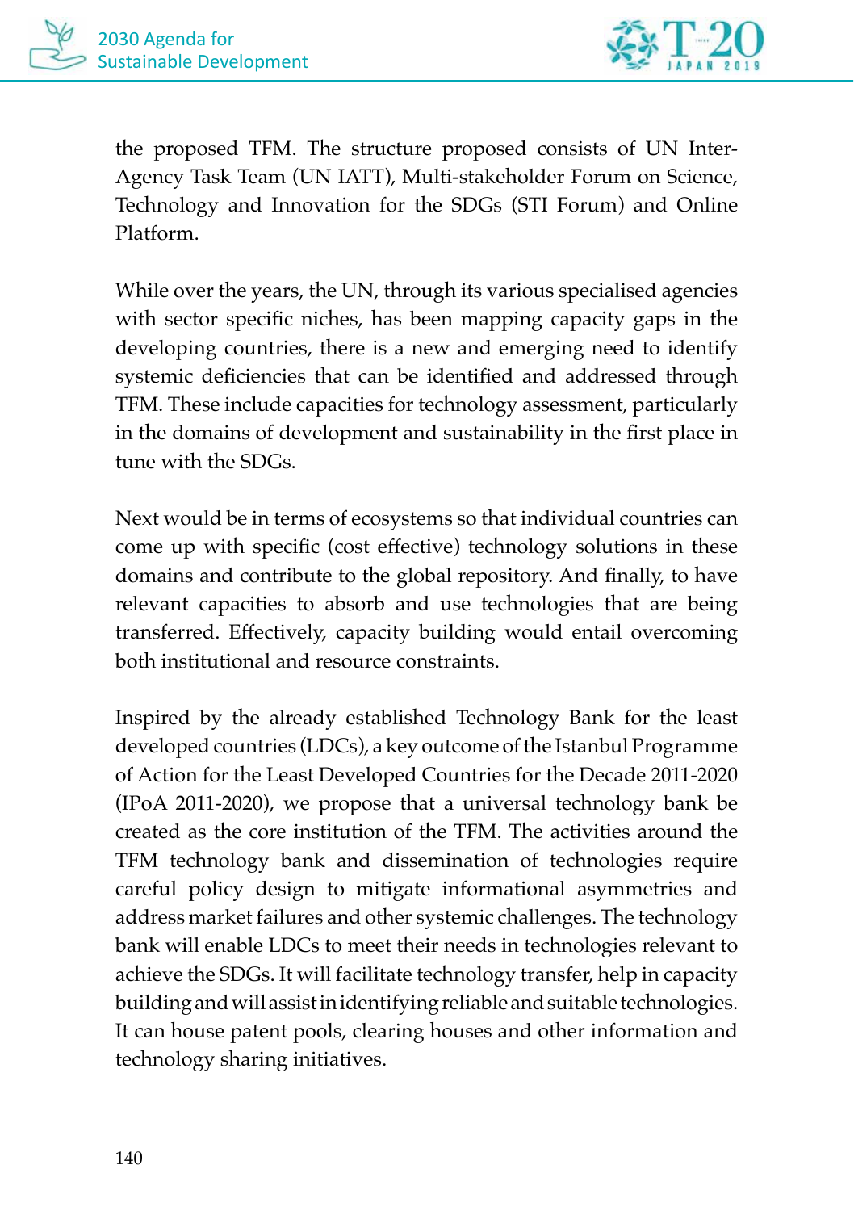the proposed TFM. The structure proposed consists of UN Inter-Agency Task Team (UN IATT), Multi-stakeholder Forum on Science, Technology and Innovation for the SDGs (STI Forum) and Online Platform.

While over the years, the UN, through its various specialised agencies with sector specific niches, has been mapping capacity gaps in the developing countries, there is a new and emerging need to identify systemic deficiencies that can be identified and addressed through TFM. These include capacities for technology assessment, particularly in the domains of development and sustainability in the first place in tune with the SDGs.

Next would be in terms of ecosystems so that individual countries can come up with specific (cost effective) technology solutions in these domains and contribute to the global repository. And finally, to have relevant capacities to absorb and use technologies that are being transferred. Effectively, capacity building would entail overcoming both institutional and resource constraints.

Inspired by the already established Technology Bank for the least developed countries (LDCs), a key outcome of the Istanbul Programme of Action for the Least Developed Countries for the Decade 2011-2020 (IPoA 2011-2020), we propose that a universal technology bank be created as the core institution of the TFM. The activities around the TFM technology bank and dissemination of technologies require careful policy design to mitigate informational asymmetries and address market failures and other systemic challenges. The technology bank will enable LDCs to meet their needs in technologies relevant to achieve the SDGs. It will facilitate technology transfer, help in capacity building and will assist in identifying reliable and suitable technologies. It can house patent pools, clearing houses and other information and technology sharing initiatives.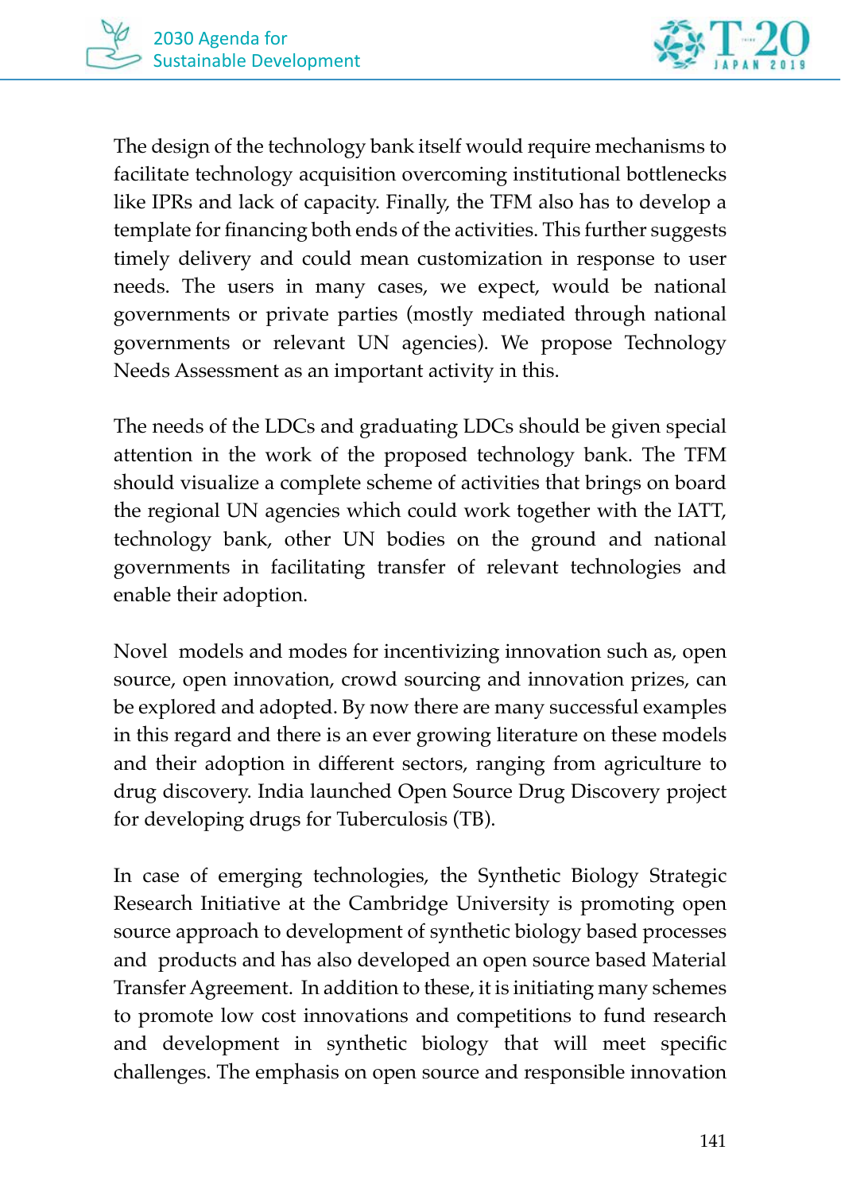The design of the technology bank itself would require mechanisms to facilitate technology acquisition overcoming institutional bottlenecks like IPRs and lack of capacity. Finally, the TFM also has to develop a template for financing both ends of the activities. This further suggests timely delivery and could mean customization in response to user needs. The users in many cases, we expect, would be national governments or private parties (mostly mediated through national governments or relevant UN agencies). We propose Technology Needs Assessment as an important activity in this.

The needs of the LDCs and graduating LDCs should be given special attention in the work of the proposed technology bank. The TFM should visualize a complete scheme of activities that brings on board the regional UN agencies which could work together with the IATT, technology bank, other UN bodies on the ground and national governments in facilitating transfer of relevant technologies and enable their adoption.

Novel models and modes for incentivizing innovation such as, open source, open innovation, crowd sourcing and innovation prizes, can be explored and adopted. By now there are many successful examples in this regard and there is an ever growing literature on these models and their adoption in different sectors, ranging from agriculture to drug discovery. India launched Open Source Drug Discovery project for developing drugs for Tuberculosis (TB).

In case of emerging technologies, the Synthetic Biology Strategic Research Initiative at the Cambridge University is promoting open source approach to development of synthetic biology based processes and products and has also developed an open source based Material Transfer Agreement. In addition to these, it is initiating many schemes to promote low cost innovations and competitions to fund research and development in synthetic biology that will meet specific challenges. The emphasis on open source and responsible innovation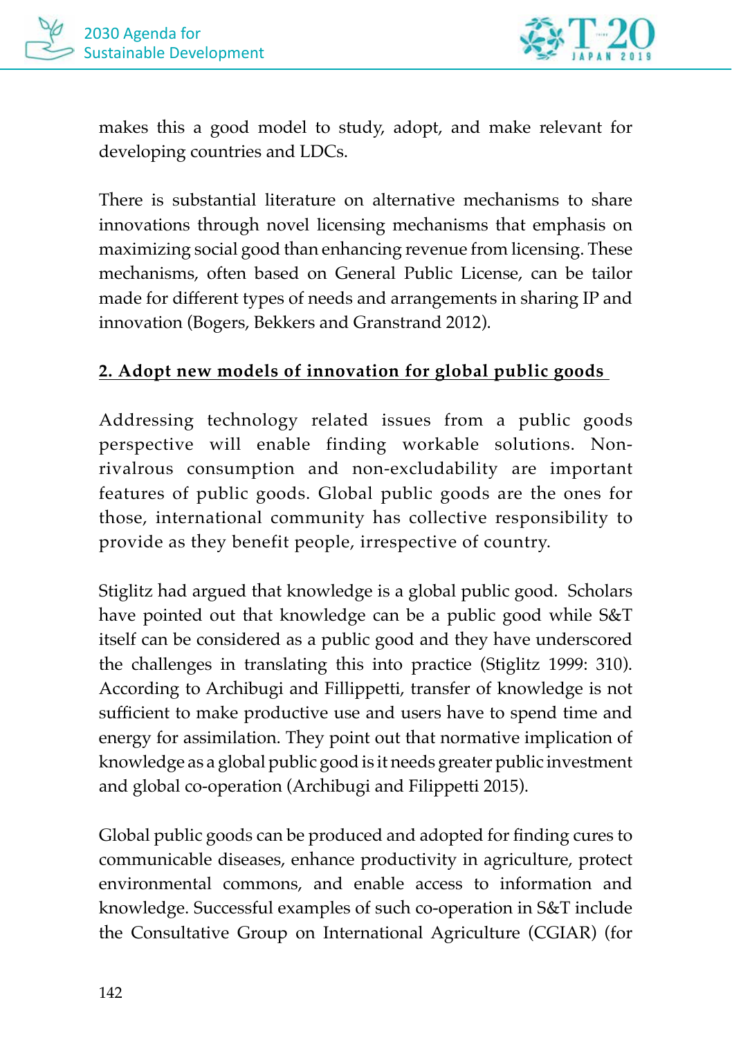makes this a good model to study, adopt, and make relevant for developing countries and LDCs.

There is substantial literature on alternative mechanisms to share innovations through novel licensing mechanisms that emphasis on maximizing social good than enhancing revenue from licensing. These mechanisms, often based on General Public License, can be tailor made for different types of needs and arrangements in sharing IP and innovation (Bogers, Bekkers and Granstrand 2012).

## 2. Adopt new models of innovation for global public goods

Addressing technology related issues from a public goods perspective will enable finding workable solutions. Non-rivalrous consumption and non-excludability are important features of public goods. Global public goods are the ones for those, international community has collective responsibility to provide as they benefit people, irrespective of country.

Stiglitz had argued that knowledge is a global public good. Scholars have pointed out that knowledge can be a public good while S&T itself can be considered as a public good and they have underscored the challenges in translating this into practice (Stiglitz 1999: 310). According to Archibugi and Fillippetti, transfer of knowledge is not sufficient to make productive use and users have to spend time and energy for assimilation. They point out that normative implication of knowledge as a global public good is it needs greater public investment and global co-operation (Archibugi and Filippetti 2015).

Global public goods can be produced and adopted for finding cures to communicable diseases, enhance productivity in agriculture, protect environmental commons, and enable access to information and knowledge. Successful examples of such co-operation in S&T include the Consultative Group on International Agriculture (CGIAR) (for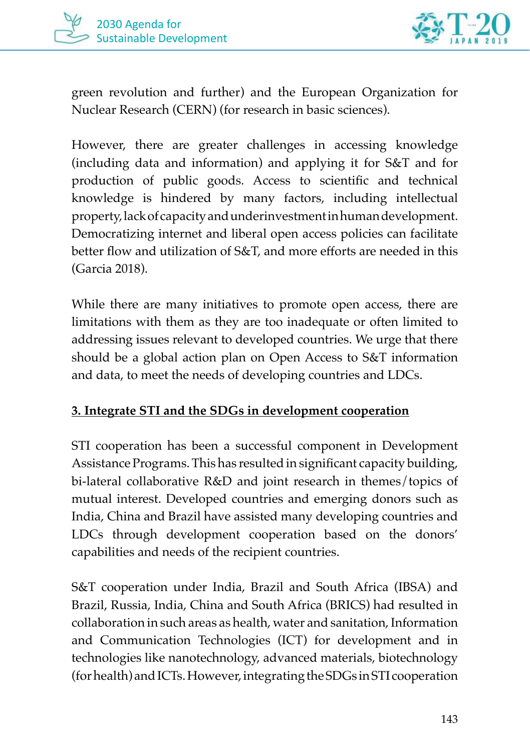green revolution and further) and the European Organization for Nuclear Research (CERN) (for research in basic sciences).

However, there are greater challenges in accessing knowledge (including data and information) and applying it for S&T and for production of public goods. Access to scientific and technical knowledge is hindered by many factors, including intellectual property, lack of capacity and underinvestment in human development. Democratizing internet and liberal open access policies can facilitate better flow and utilization of S&T, and more efforts are needed in this (Garcia 2018).

While there are many initiatives to promote open access, there are limitations with them as they are too inadequate or often limited to addressing issues relevant to developed countries. We urge that there should be a global action plan on Open Access to S&T information and data, to meet the needs of developing countries and LDCs.

### 3. Integrate STI and the SDGs in development cooperation

STI cooperation has been a successful component in Development Assistance Programs. This has resulted in significant capacity building, bi-lateral collaborative R&D and joint research in themes/topics of mutual interest. Developed countries and emerging donors such as India, China and Brazil have assisted many developing countries and LDCs through development cooperation based on the donors' capabilities and needs of the recipient countries.

S&T cooperation under India, Brazil and South Africa (IBSA) and Brazil, Russia, India, China and South Africa (BRICS) had resulted in collaboration in such areas as health, water and sanitation, Information and Communication Technologies (ICT) for development and in technologies like nanotechnology, advanced materials, biotechnology (for health) and ICTs. However, integrating the SDGs in STI cooperation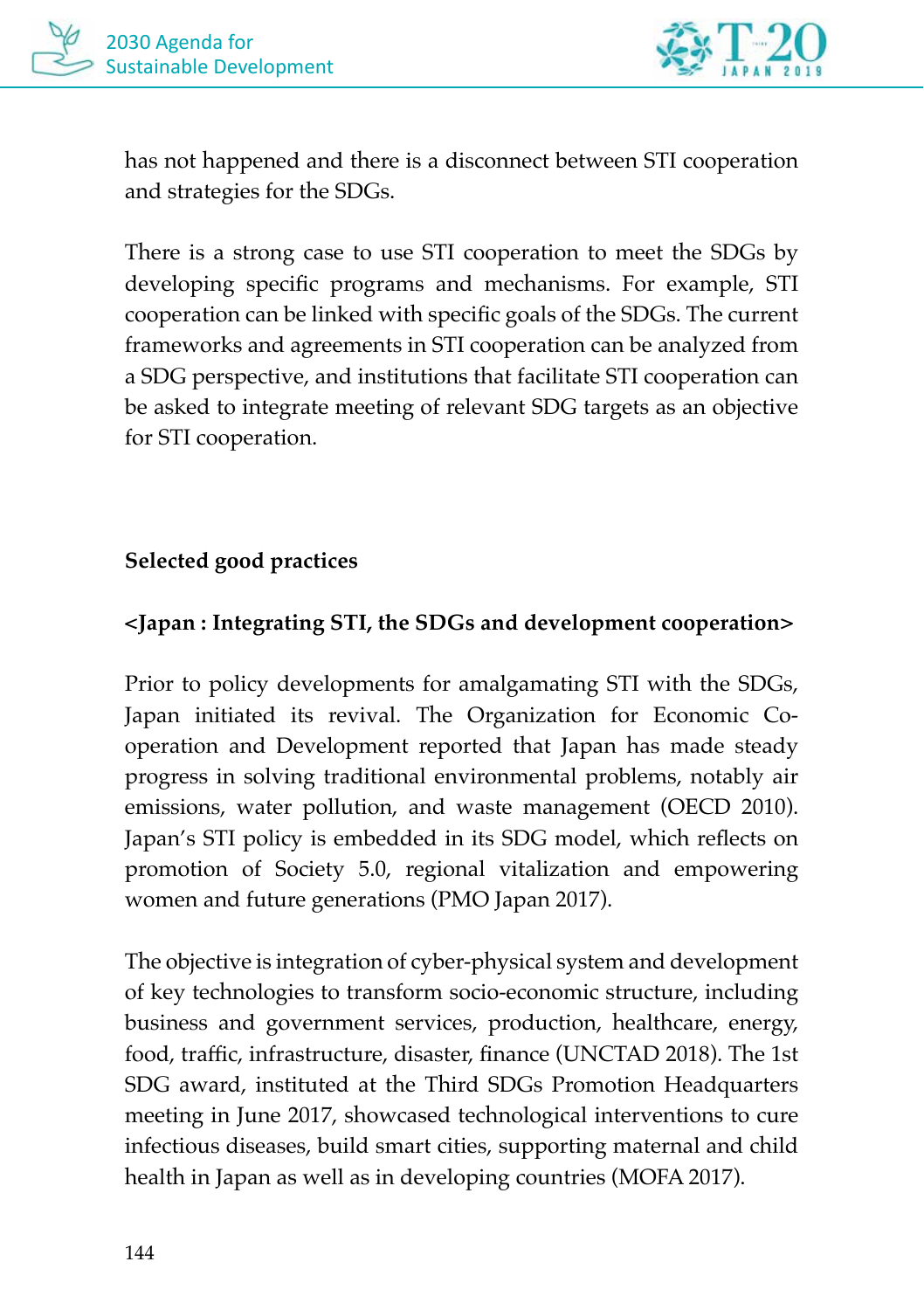has not happened and there is a disconnect between STI cooperation and strategies for the SDGs.

There is a strong case to use STI cooperation to meet the SDGs by developing specific programs and mechanisms. For example, STI cooperation can be linked with specific goals of the SDGs. The current frameworks and agreements in STI cooperation can be analyzed from a SDG perspective, and institutions that facilitate STI cooperation can be asked to integrate meeting of relevant SDG targets as an objective for STI cooperation.

### Selected good practices

**<Japan : Integrating STI, the SDGs and development cooperation>**

Prior to policy developments for amalgamating STI with the SDGs, Japan initiated its revival. The Organization for Economic Co-operation and Development reported that Japan has made steady progress in solving traditional environmental problems, notably air emissions, water pollution, and waste management (OECD 2010). Japan's STI policy is embedded in its SDG model, which reflects on promotion of Society 5.0, regional vitalization and empowering women and future generations (PMO Japan 2017).

The objective is integration of cyber-physical system and development of key technologies to transform socio-economic structure, including business and government services, production, healthcare, energy, food, traffic, infrastructure, disaster, finance (UNCTAD 2018). The 1st SDG award, instituted at the Third SDGs Promotion Headquarters meeting in June 2017, showcased technological interventions to cure infectious diseases, build smart cities, supporting maternal and child health in Japan as well as in developing countries (MOFA 2017).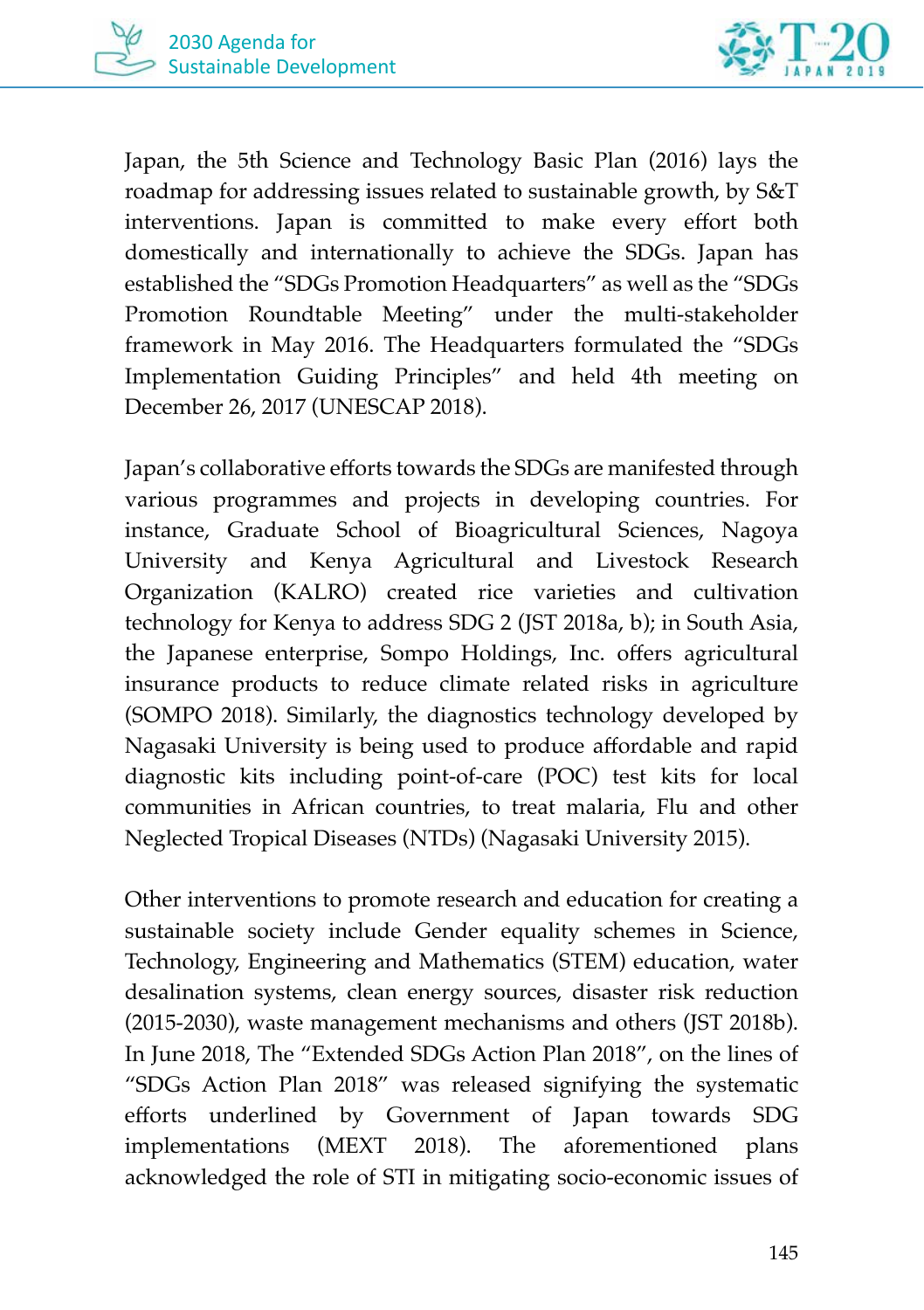Japan, the 5th Science and Technology Basic Plan (2016) lays the roadmap for addressing issues related to sustainable growth, by S&T interventions. Japan is committed to make every effort both domestically and internationally to achieve the SDGs. Japan has established the "SDGs Promotion Headquarters" as well as the "SDGs Promotion Roundtable Meeting" under the multi-stakeholder framework in May 2016. The Headquarters formulated the "SDGs Implementation Guiding Principles" and held 4th meeting on December 26, 2017 (UNESCAP 2018).

Japan's collaborative efforts towards the SDGs are manifested through various programmes and projects in developing countries. For instance, Graduate School of Bioagricultural Sciences, Nagoya University and Kenya Agricultural and Livestock Research Organization (KALRO) created rice varieties and cultivation technology for Kenya to address SDG 2 (JST 2018a, b); in South Asia, the Japanese enterprise, Sompo Holdings, Inc. offers agricultural insurance products to reduce climate related risks in agriculture (SOMPO 2018). Similarly, the diagnostics technology developed by Nagasaki University is being used to produce affordable and rapid diagnostic kits including point-of-care (POC) test kits for local communities in African countries, to treat malaria, Flu and other Neglected Tropical Diseases (NTDs) (Nagasaki University 2015).

Other interventions to promote research and education for creating a sustainable society include Gender equality schemes in Science, Technology, Engineering and Mathematics (STEM) education, water desalination systems, clean energy sources, disaster risk reduction (2015-2030), waste management mechanisms and others (JST 2018b). In June 2018, The "Extended SDGs Action Plan 2018", on the lines of "SDGs Action Plan 2018" was released signifying the systematic efforts underlined by Government of Japan towards SDG implementations (MEXT 2018). The aforementioned plans acknowledged the role of STI in mitigating socio-economic issues of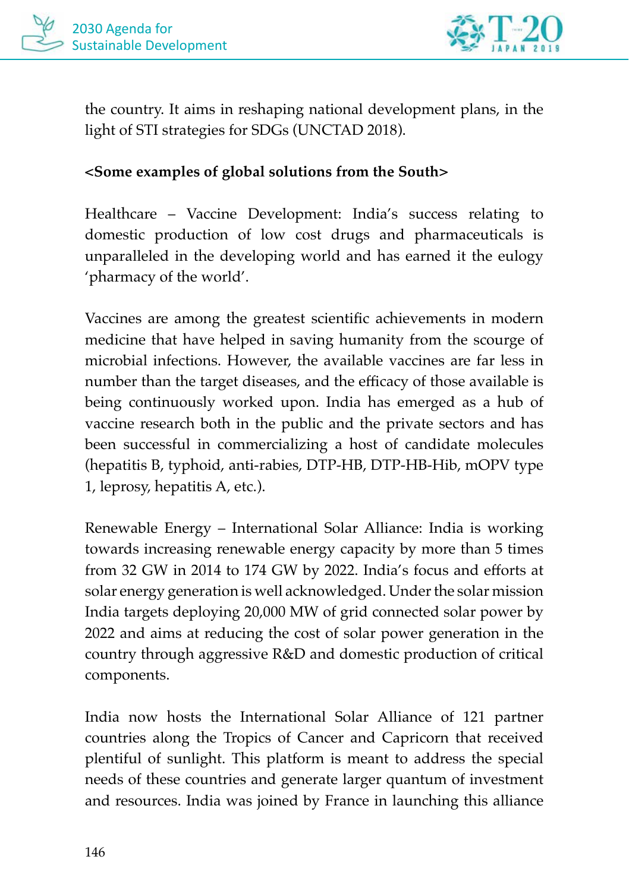the country. It aims in reshaping national development plans, in the light of STI strategies for SDGs (UNCTAD 2018).

**<Some examples of global solutions from the South>**

Healthcare – Vaccine Development: India's success relating to domestic production of low cost drugs and pharmaceuticals is unparalleled in the developing world and has earned it the eulogy 'pharmacy of the world'.

Vaccines are among the greatest scientific achievements in modern medicine that have helped in saving humanity from the scourge of microbial infections. However, the available vaccines are far less in number than the target diseases, and the efficacy of those available is being continuously worked upon. India has emerged as a hub of vaccine research both in the public and the private sectors and has been successful in commercializing a host of candidate molecules (hepatitis B, typhoid, anti-rabies, DTP-HB, DTP-HB-Hib, mOPV type 1, leprosy, hepatitis A, etc.).

Renewable Energy – International Solar Alliance: India is working towards increasing renewable energy capacity by more than 5 times from 32 GW in 2014 to 174 GW by 2022. India's focus and efforts at solar energy generation is well acknowledged. Under the solar mission India targets deploying 20,000 MW of grid connected solar power by 2022 and aims at reducing the cost of solar power generation in the country through aggressive R&D and domestic production of critical components.

India now hosts the International Solar Alliance of 121 partner countries along the Tropics of Cancer and Capricorn that received plentiful of sunlight. This platform is meant to address the special needs of these countries and generate larger quantum of investment and resources. India was joined by France in launching this alliance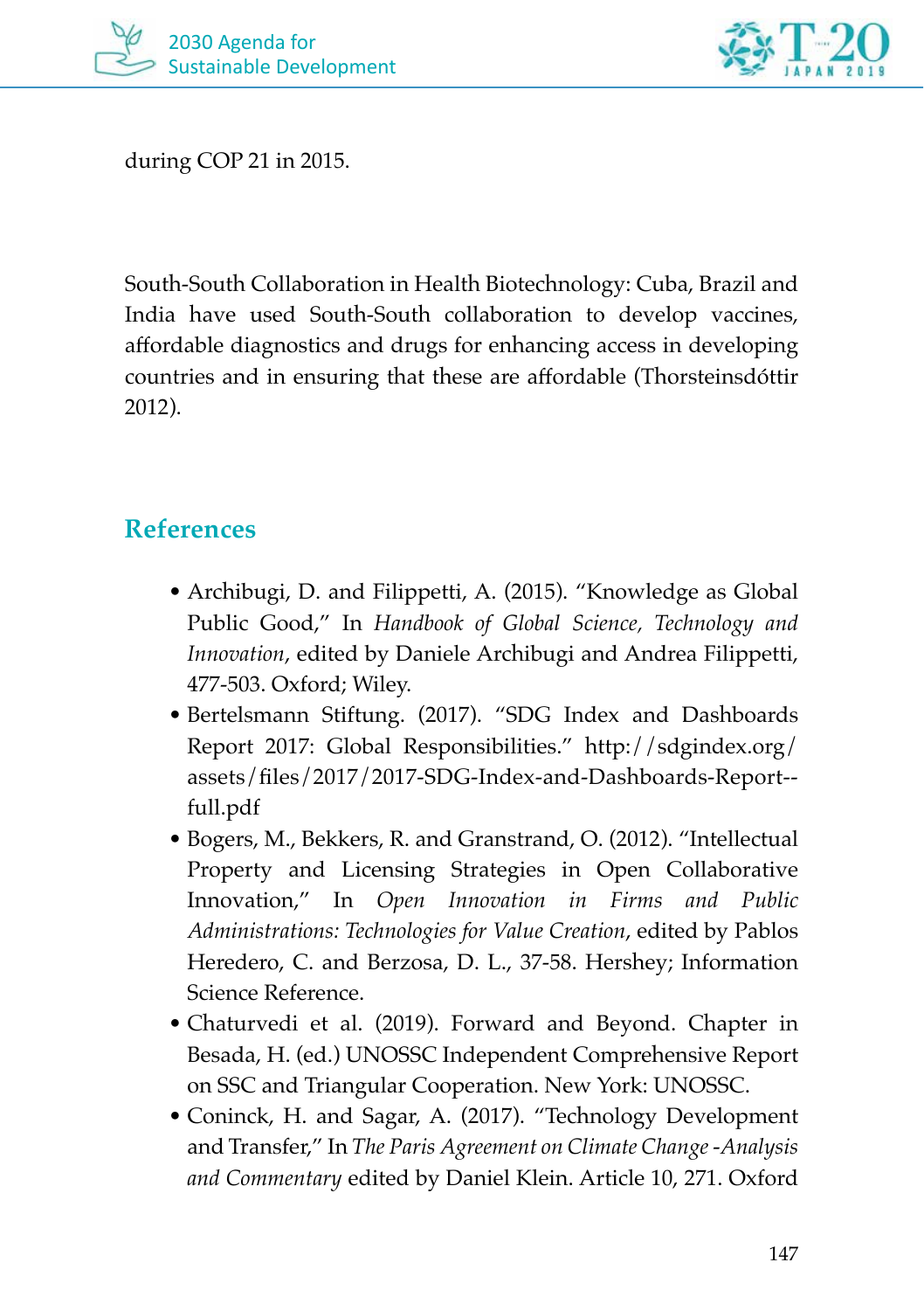during COP 21 in 2015.

South-South Collaboration in Health Biotechnology: Cuba, Brazil and India have used South-South collaboration to develop vaccines, affordable diagnostics and drugs for enhancing access in developing countries and in ensuring that these are affordable (Thorsteinsdóttir 2012).

## References

- Archibugi, D. and Filippetti, A. (2015). "Knowledge as Global Public Good," In *Handbook of Global Science, Technology and Innovation*, edited by Daniele Archibugi and Andrea Filippetti, 477-503. Oxford; Wiley.
- Bertelsmann Stiftung. (2017). "SDG Index and Dashboards Report 2017: Global Responsibilities." http://sdgindex.org/assets/files/2017/2017-SDG-Index-and-Dashboards-Report--full.pdf
- Bogers, M., Bekkers, R. and Granstrand, O. (2012). "Intellectual Property and Licensing Strategies in Open Collaborative Innovation," In *Open Innovation in Firms and Public Administrations: Technologies for Value Creation*, edited by Pablos Heredero, C. and Berzosa, D. L., 37-58. Hershey; Information Science Reference.
- Chaturvedi et al. (2019). Forward and Beyond. Chapter in Besada, H. (ed.) UNOSSC Independent Comprehensive Report on SSC and Triangular Cooperation. New York: UNOSSC.
- Coninck, H. and Sagar, A. (2017). "Technology Development and Transfer," In *The Paris Agreement on Climate Change -Analysis and Commentary* edited by Daniel Klein. Article 10, 271. Oxford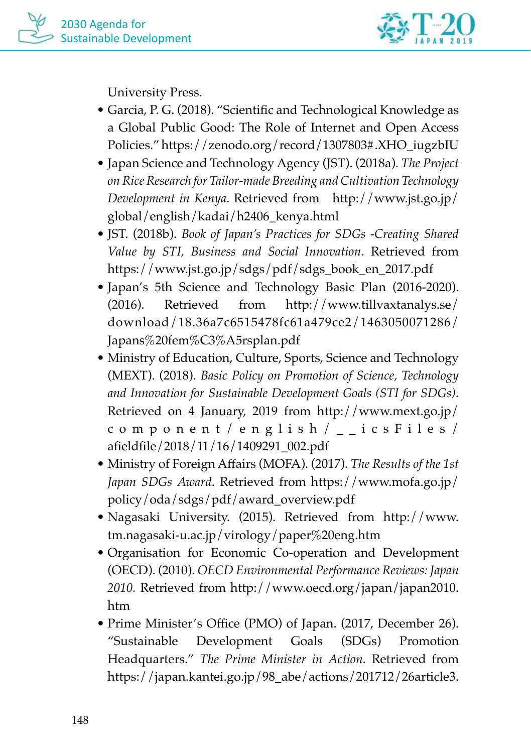University Press.

- Garcia, P. G. (2018). "Scientific and Technological Knowledge as a Global Public Good: The Role of Internet and Open Access Policies." https://zenodo.org/record/1307803#.XHO_iugzbIU
- Japan Science and Technology Agency (JST). (2018a). *The Project on Rice Research for Tailor-made Breeding and Cultivation Technology Development in Kenya*. Retrieved from http://www.jst.go.jp/global/english/kadai/h2406_kenya.html
- JST. (2018b). *Book of Japan's Practices for SDGs -Creating Shared Value by STI, Business and Social Innovation*. Retrieved from https://www.jst.go.jp/sdgs/pdf/sdgs_book_en_2017.pdf
- Japan's 5th Science and Technology Basic Plan (2016-2020). (2016). Retrieved from http://www.tillvaxtanalys.se/download/18.36a7c6515478fc61a479ce2/1463050071286/Japans%20fem%C3%A5rsplan.pdf
- Ministry of Education, Culture, Sports, Science and Technology (MEXT). (2018). *Basic Policy on Promotion of Science, Technology and Innovation for Sustainable Development Goals (STI for SDGs)*. Retrieved on 4 January, 2019 from http://www.mext.go.jp/component/english/__icsFiles/afieldfile/2018/11/16/1409291_002.pdf
- Ministry of Foreign Affairs (MOFA). (2017). *The Results of the 1st Japan SDGs Award*. Retrieved from https://www.mofa.go.jp/policy/oda/sdgs/pdf/award_overview.pdf
- Nagasaki University. (2015). Retrieved from http://www.tm.nagasaki-u.ac.jp/virology/paper%20eng.htm
- Organisation for Economic Co-operation and Development (OECD). (2010). *OECD Environmental Performance Reviews: Japan 2010*. Retrieved from http://www.oecd.org/japan/japan2010.htm
- Prime Minister's Office (PMO) of Japan. (2017, December 26). "Sustainable Development Goals (SDGs) Promotion Headquarters." *The Prime Minister in Action*. Retrieved from https://japan.kantei.go.jp/98_abe/actions/201712/26article3.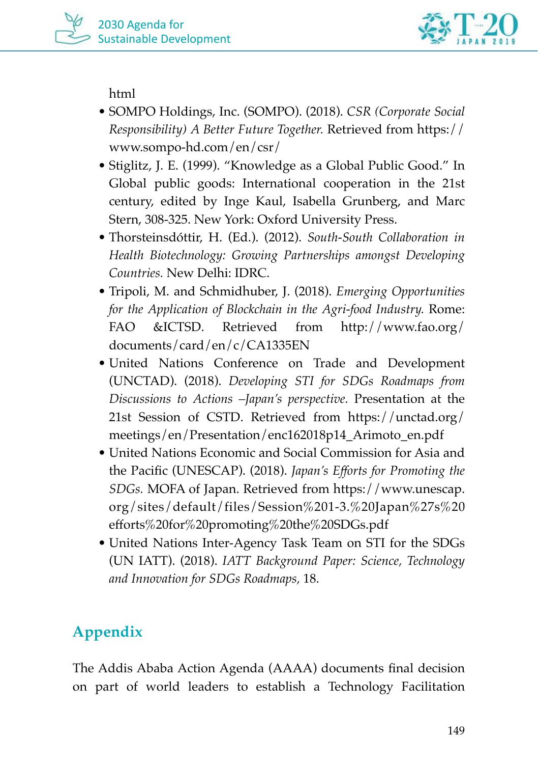html

- SOMPO Holdings, Inc. (SOMPO). (2018). *CSR (Corporate Social Responsibility) A Better Future Together.* Retrieved from https://www.sompo-hd.com/en/csr/
- Stiglitz, J. E. (1999). "Knowledge as a Global Public Good." In Global public goods: International cooperation in the 21st century, edited by Inge Kaul, Isabella Grunberg, and Marc Stern, 308-325. New York: Oxford University Press.
- Thorsteinsdóttir, H. (Ed.). (2012). *South-South Collaboration in Health Biotechnology: Growing Partnerships amongst Developing Countries.* New Delhi: IDRC.
- Tripoli, M. and Schmidhuber, J. (2018). *Emerging Opportunities for the Application of Blockchain in the Agri-food Industry.* Rome: FAO &ICTSD. Retrieved from http://www.fao.org/documents/card/en/c/CA1335EN
- United Nations Conference on Trade and Development (UNCTAD). (2018). *Developing STI for SDGs Roadmaps from Discussions to Actions –Japan's perspective.* Presentation at the 21st Session of CSTD. Retrieved from https://unctad.org/meetings/en/Presentation/enc162018p14_Arimoto_en.pdf
- United Nations Economic and Social Commission for Asia and the Pacific (UNESCAP). (2018). *Japan's Efforts for Promoting the SDGs.* MOFA of Japan. Retrieved from https://www.unescap.org/sites/default/files/Session%201-3.%20Japan%27s%20efforts%20for%20promoting%20the%20SDGs.pdf
- United Nations Inter-Agency Task Team on STI for the SDGs (UN IATT). (2018). *IATT Background Paper: Science, Technology and Innovation for SDGs Roadmaps*, 18.

## Appendix

The Addis Ababa Action Agenda (AAAA) documents final decision on part of world leaders to establish a Technology Facilitation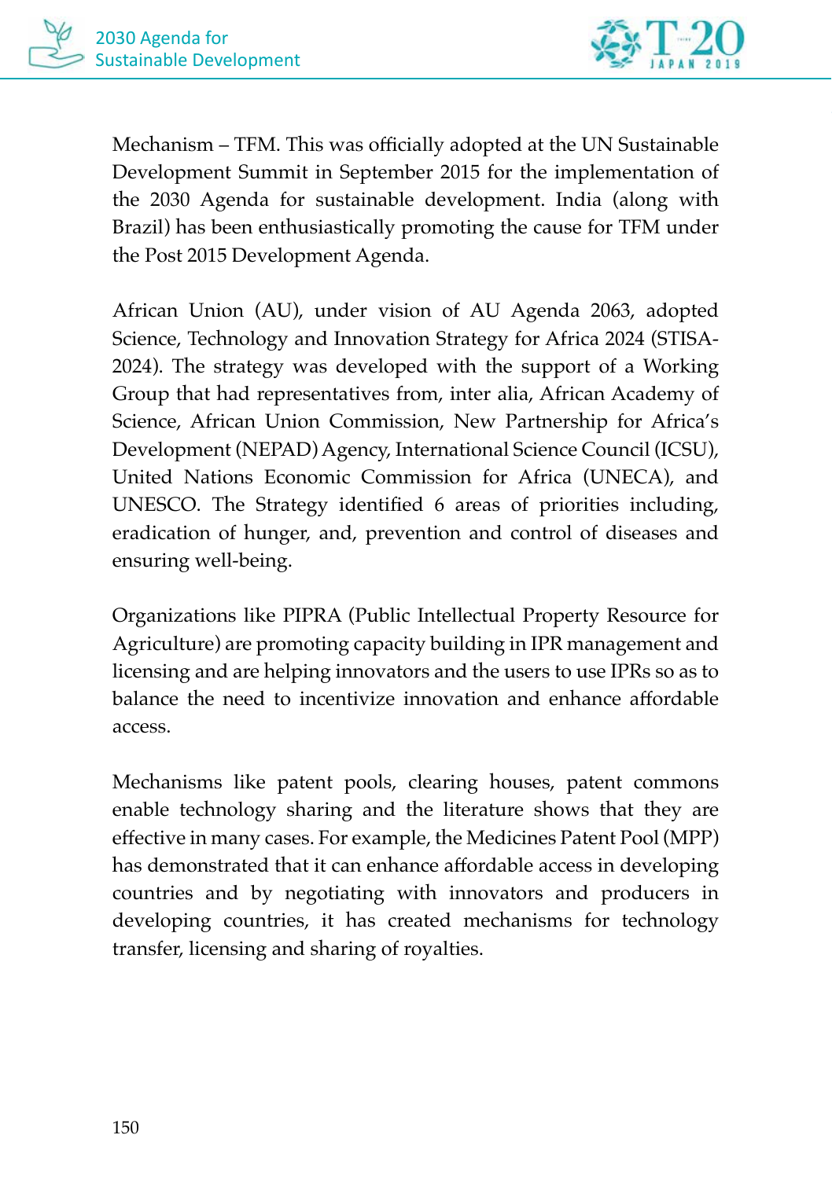Mechanism – TFM. This was officially adopted at the UN Sustainable Development Summit in September 2015 for the implementation of the 2030 Agenda for sustainable development. India (along with Brazil) has been enthusiastically promoting the cause for TFM under the Post 2015 Development Agenda.

African Union (AU), under vision of AU Agenda 2063, adopted Science, Technology and Innovation Strategy for Africa 2024 (STISA-2024). The strategy was developed with the support of a Working Group that had representatives from, inter alia, African Academy of Science, African Union Commission, New Partnership for Africa's Development (NEPAD) Agency, International Science Council (ICSU), United Nations Economic Commission for Africa (UNECA), and UNESCO. The Strategy identified 6 areas of priorities including, eradication of hunger, and, prevention and control of diseases and ensuring well-being.

Organizations like PIPRA (Public Intellectual Property Resource for Agriculture) are promoting capacity building in IPR management and licensing and are helping innovators and the users to use IPRs so as to balance the need to incentivize innovation and enhance affordable access.

Mechanisms like patent pools, clearing houses, patent commons enable technology sharing and the literature shows that they are effective in many cases. For example, the Medicines Patent Pool (MPP) has demonstrated that it can enhance affordable access in developing countries and by negotiating with innovators and producers in developing countries, it has created mechanisms for technology transfer, licensing and sharing of royalties.